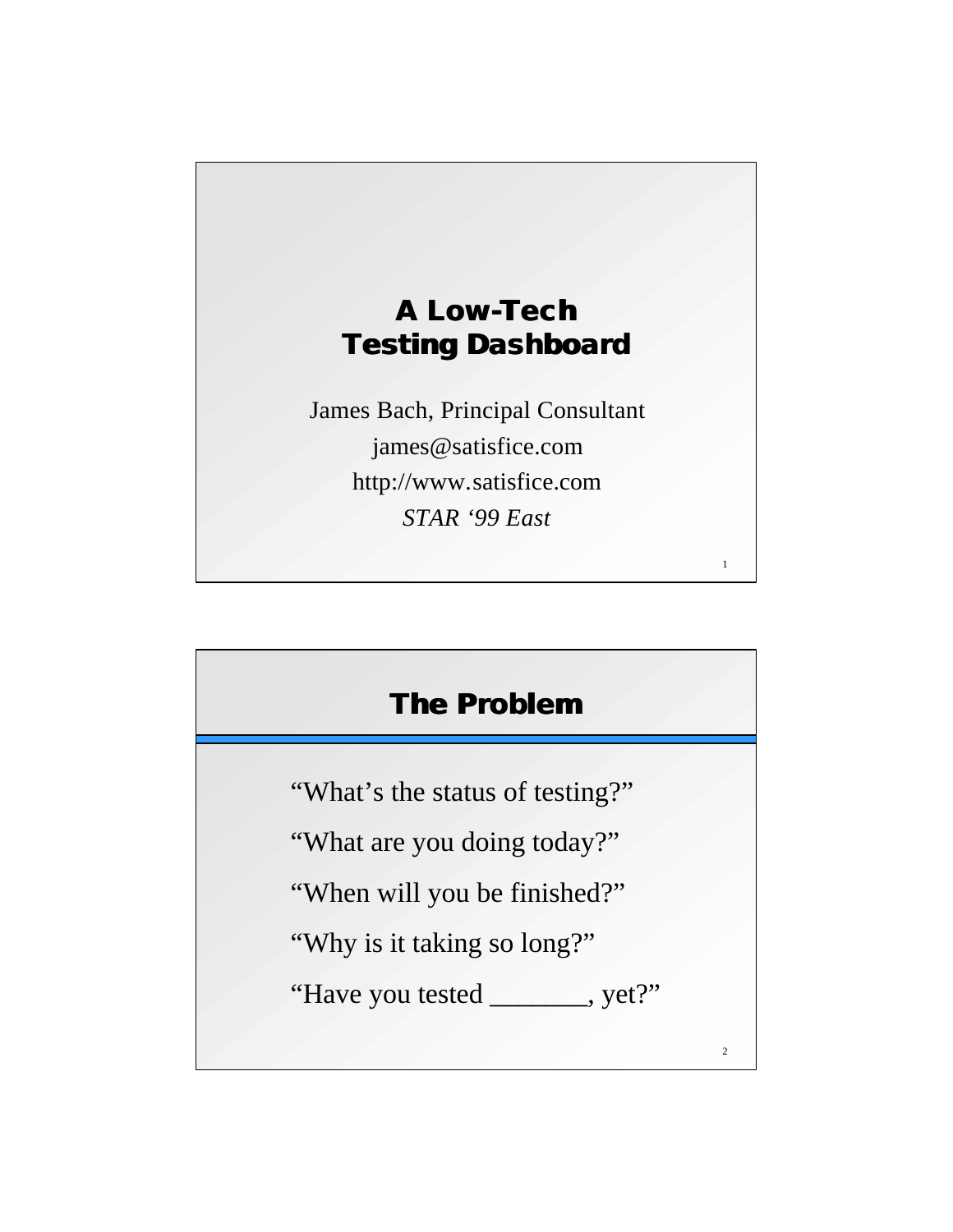# A Low-Tech Testing Dashboard

James Bach, Principal Consultant

james@satisfice.com

http://www.satisfice.com

*STAR '99 East*

## The Problem

"What's the status of testing?"

"What are you doing today?"

"When will you be finished?"

"Why is it taking so long?"

"Have you tested _______, yet?"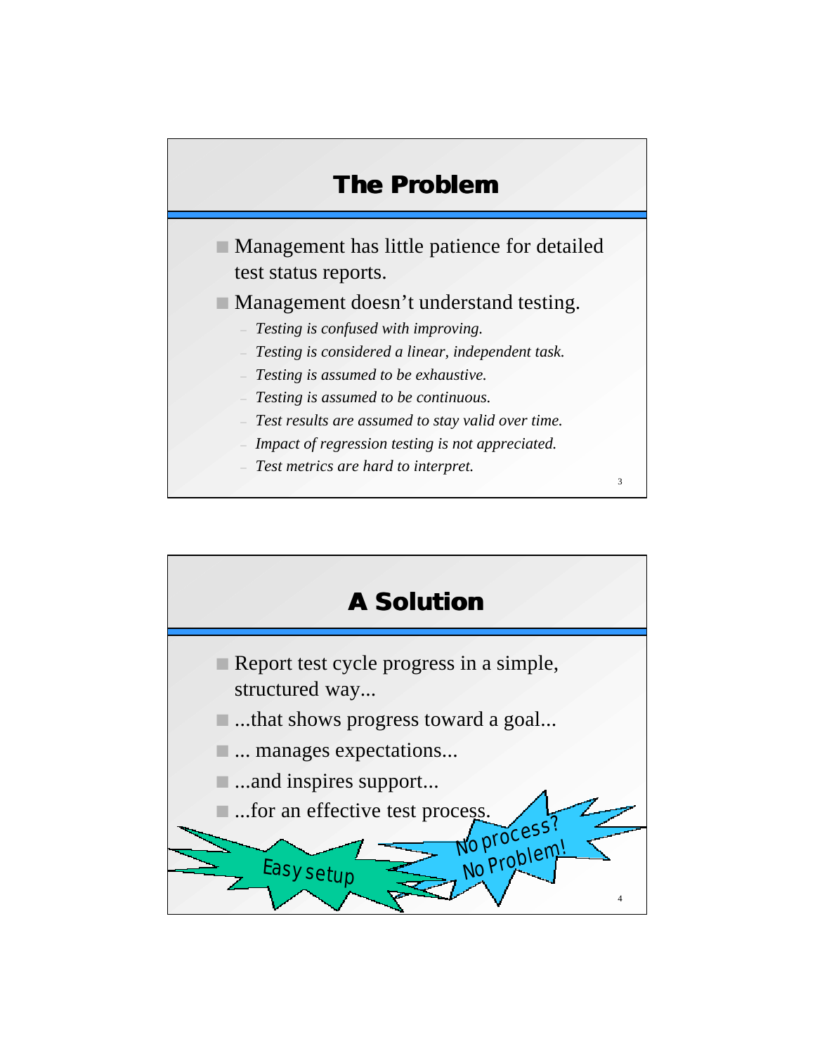## The Problem

- Management has little patience for detailed test status reports.
- Management doesn't understand testing.
  - *Testing is confused with improving.*
  - *Testing is considered a linear, independent task.*
  - *Testing is assumed to be exhaustive.*
  - *Testing is assumed to be continuous.*
  - *Test results are assumed to stay valid over time.*
  - *Impact of regression testing is not appreciated.*
  - *Test metrics are hard to interpret.*

## A Solution

- Report test cycle progress in a simple, structured way...
- ...that shows progress toward a goal...
- ... manages expectations...
- ...and inspires support...
- ...for an effective test process.

Easy setup

No process? No Problem!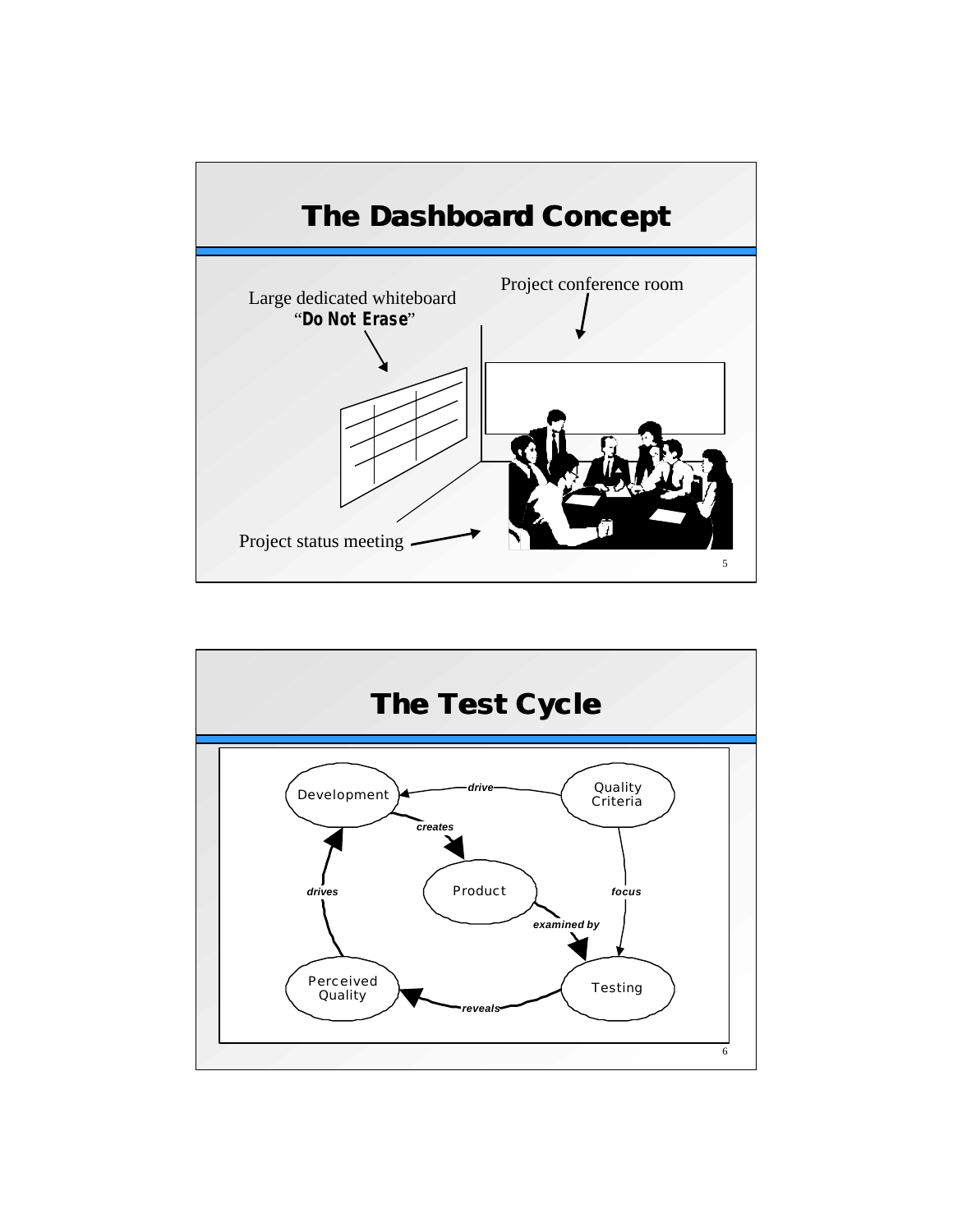## The Dashboard Concept

Large dedicated whiteboard
"**Do Not Erase**"

Project conference room

Project status meeting

## The Test Cycle

- Quality Criteria *drive* Development
- Development *creates* Product
- Product *examined by* Testing
- Quality Criteria *focus* Testing
- Testing *reveals* Perceived Quality
- Perceived Quality *drives* Development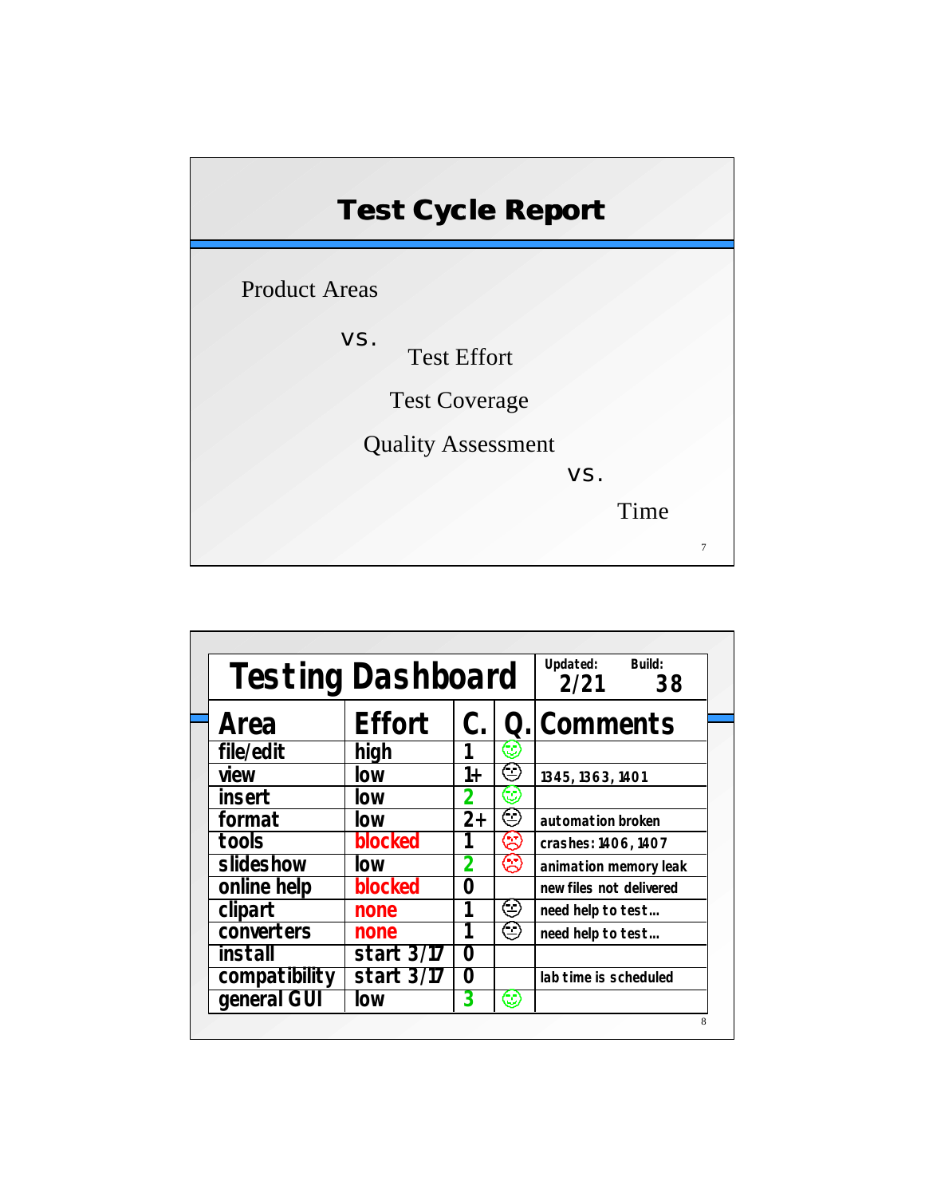## Test Cycle Report

Product Areas

vs.

Test Effort

Test Coverage

Quality Assessment

vs.

Time

## Testing Dashboard

Updated: 2/21 Build: 38

| Area | Effort | C. | Q. | Comments |
| --- | --- | --- | --- | --- |
| file/edit | high | 1 | ☺ | |
| view | low | 1+ | 😐 | 1345, 1363, 1401 |
| insert | low | 2 | ☺ | |
| format | low | 2+ | 😐 | automation broken |
| tools | blocked | 1 | ☹ | crashes: 1406, 1407 |
| slideshow | low | 2 | ☹ | animation memory leak |
| online help | blocked | 0 | | new files not delivered |
| clipart | none | 1 | 😐 | need help to test... |
| converters | none | 1 | 😐 | need help to test... |
| install | start 3/17 | 0 | | |
| compatibility | start 3/17 | 0 | | lab time is scheduled |
| general GUI | low | 3 | ☺ | |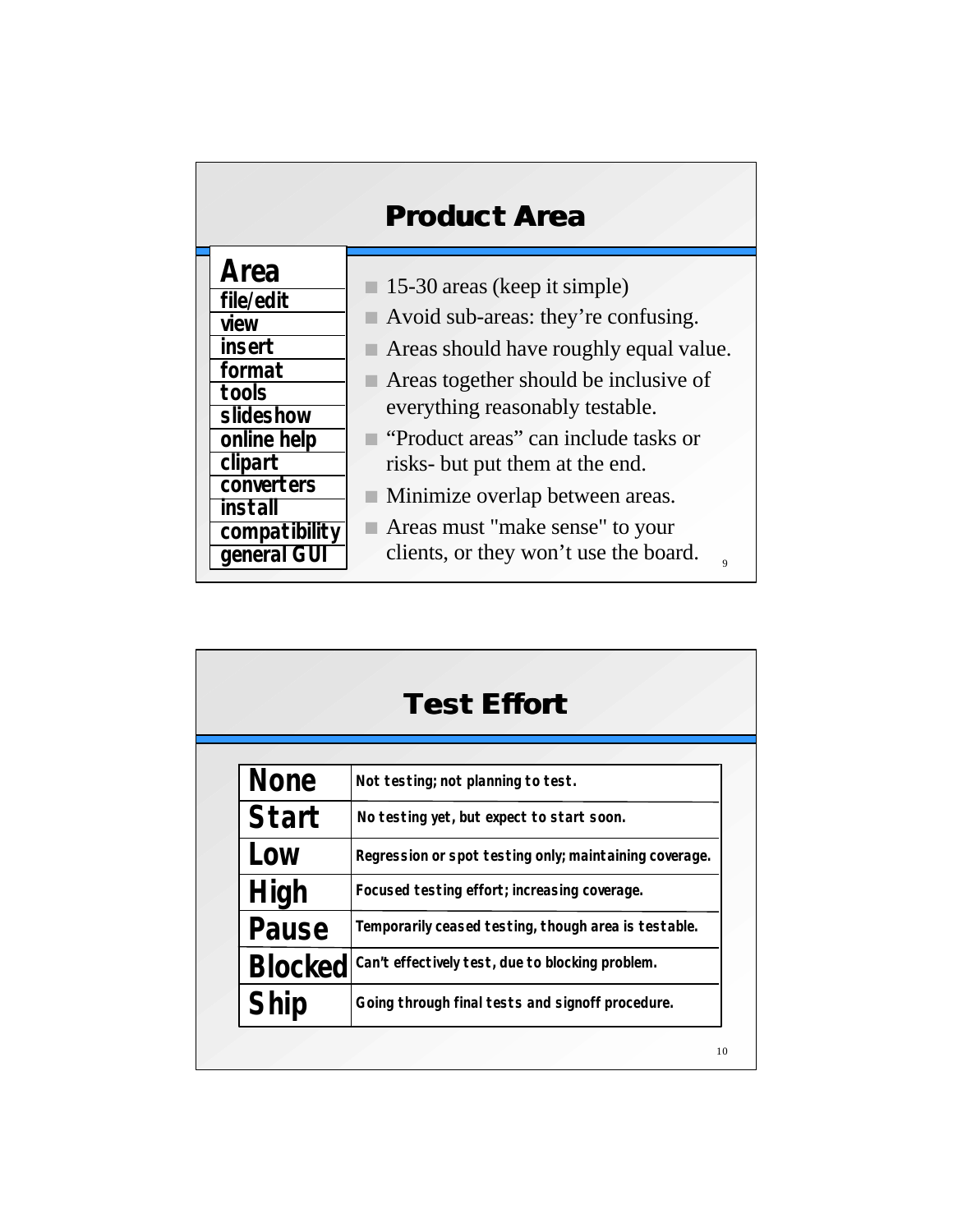## Product Area

| Area |
|---|
| file/edit |
| view |
| insert |
| format |
| tools |
| slideshow |
| online help |
| clipart |
| converters |
| install |
| compatibility |
| general GUI |

- 15-30 areas (keep it simple)
- Avoid sub-areas: they're confusing.
- Areas should have roughly equal value.
- Areas together should be inclusive of everything reasonably testable.
- "Product areas" can include tasks or risks- but put them at the end.
- Minimize overlap between areas.
- Areas must "make sense" to your clients, or they won't use the board.

## Test Effort

| | |
|---|---|
| **None** | Not testing; not planning to test. |
| **Start** | No testing yet, but expect to start soon. |
| **Low** | Regression or spot testing only; maintaining coverage. |
| **High** | Focused testing effort; increasing coverage. |
| **Pause** | Temporarily ceased testing, though area is testable. |
| **Blocked** | Can't effectively test, due to blocking problem. |
| **Ship** | Going through final tests and signoff procedure. |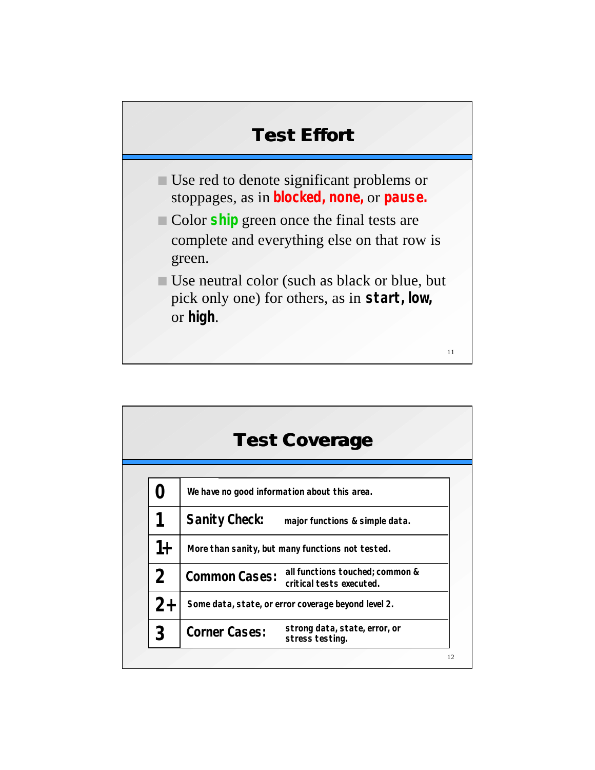## Test Effort

- Use red to denote significant problems or stoppages, as in **blocked, none,** or **pause.**
- Color **ship** green once the final tests are complete and everything else on that row is green.
- Use neutral color (such as black or blue, but pick only one) for others, as in **start, low,** or **high**.

## Test Coverage

| | | |
|---|---|---|
| **0** | We have no good information about this area. | |
| **1** | **Sanity Check:** | major functions & simple data. |
| **1+** | More than sanity, but many functions not tested. | |
| **2** | **Common Cases:** | all functions touched; common & critical tests executed. |
| **2+** | Some data, state, or error coverage beyond level 2. | |
| **3** | **Corner Cases:** | strong data, state, error, or stress testing. |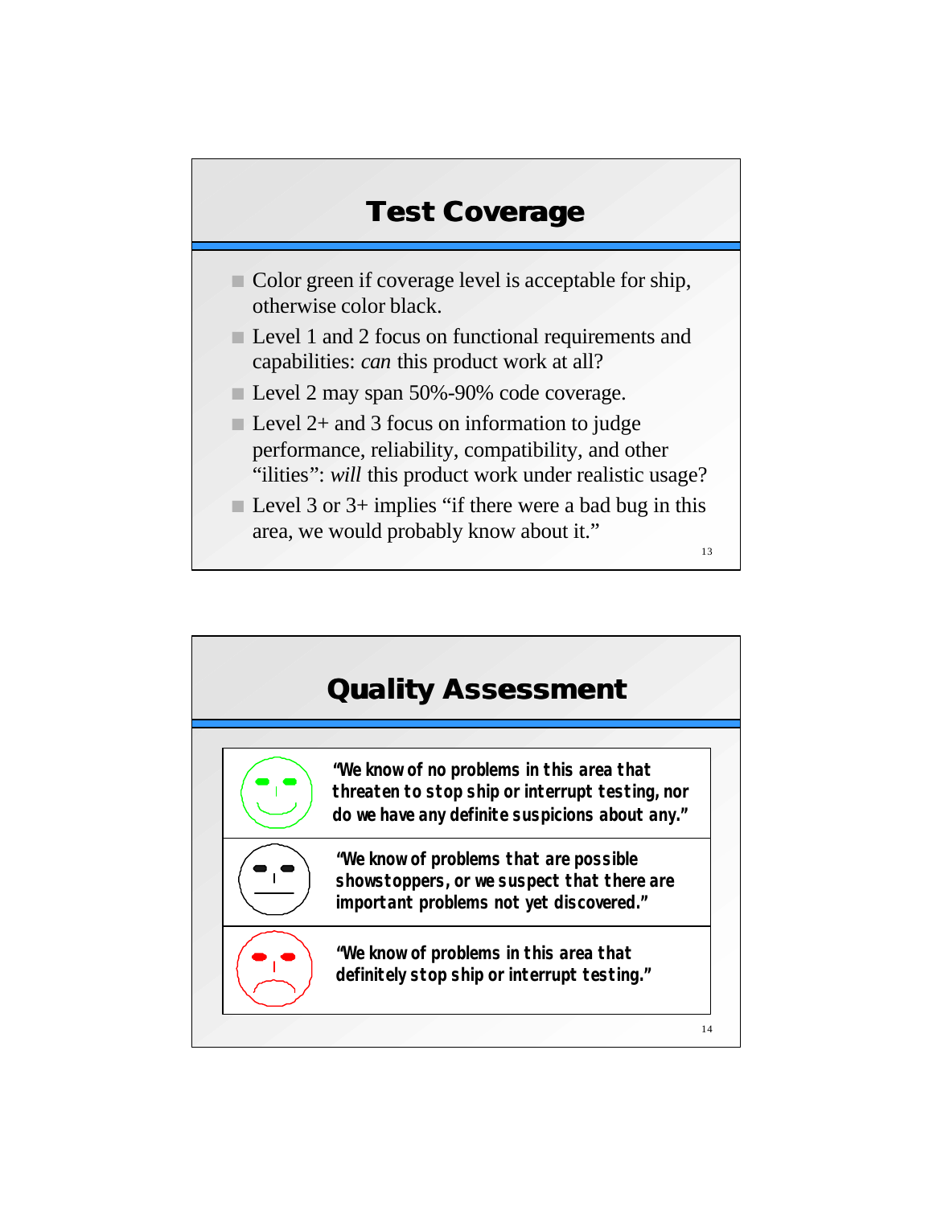## Test Coverage

- Color green if coverage level is acceptable for ship, otherwise color black.
- Level 1 and 2 focus on functional requirements and capabilities: *can* this product work at all?
- Level 2 may span 50%-90% code coverage.
- Level 2+ and 3 focus on information to judge performance, reliability, compatibility, and other “ilities”: *will* this product work under realistic usage?
- Level 3 or 3+ implies “if there were a bad bug in this area, we would probably know about it.”

## Quality Assessment

| | |
|---|---|
| | **“We know of no problems in this area that threaten to stop ship or interrupt testing, nor do we have any definite suspicions about any.”** |
| | **“We know of problems that are possible showstoppers, or we suspect that there are important problems not yet discovered.”** |
| | **“We know of problems in this area that definitely stop ship or interrupt testing.”** |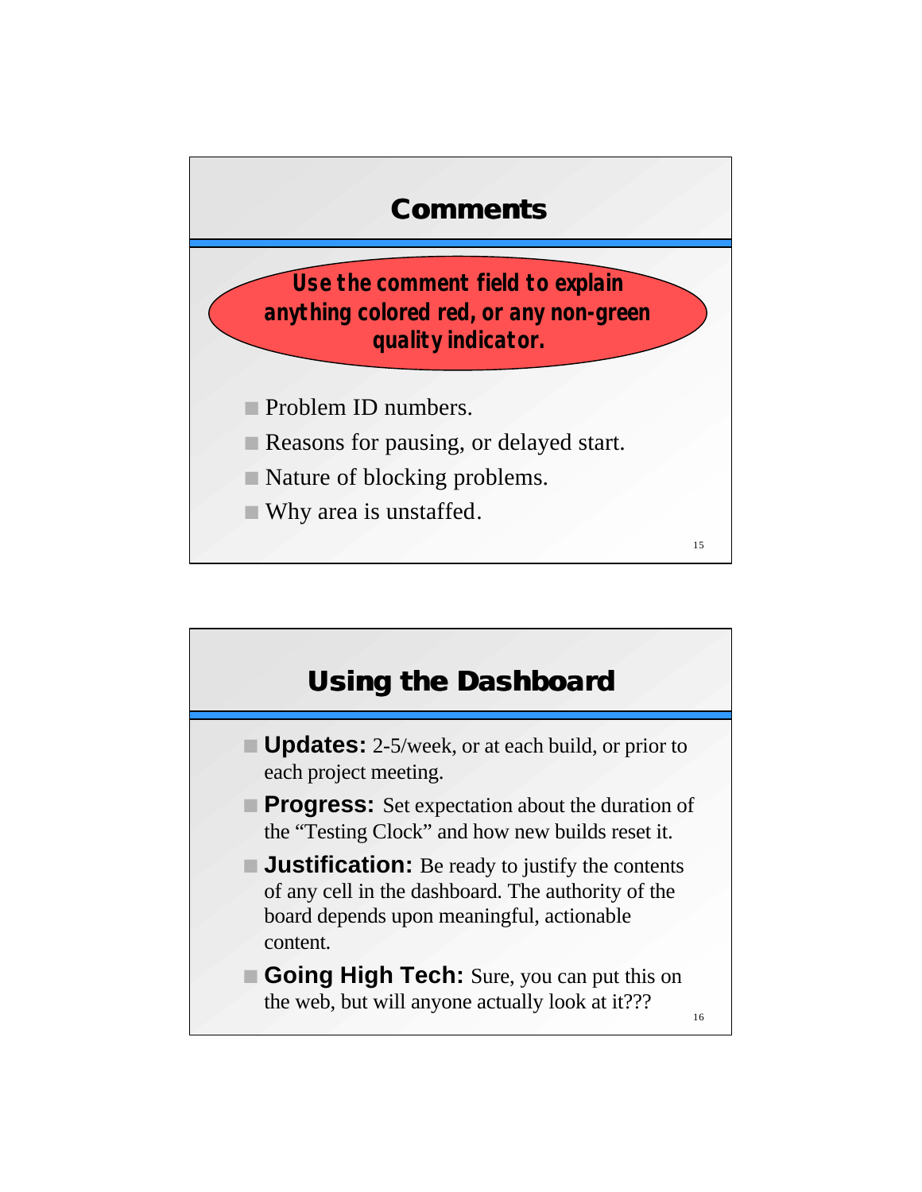## Comments

**Use the comment field to explain anything colored red, or any non-green quality indicator.**

- Problem ID numbers.
- Reasons for pausing, or delayed start.
- Nature of blocking problems.
- Why area is unstaffed.

## Using the Dashboard

- **Updates:** 2-5/week, or at each build, or prior to each project meeting.
- **Progress:** Set expectation about the duration of the “Testing Clock” and how new builds reset it.
- **Justification:** Be ready to justify the contents of any cell in the dashboard. The authority of the board depends upon meaningful, actionable content.
- **Going High Tech:** Sure, you can put this on the web, but will anyone actually look at it???